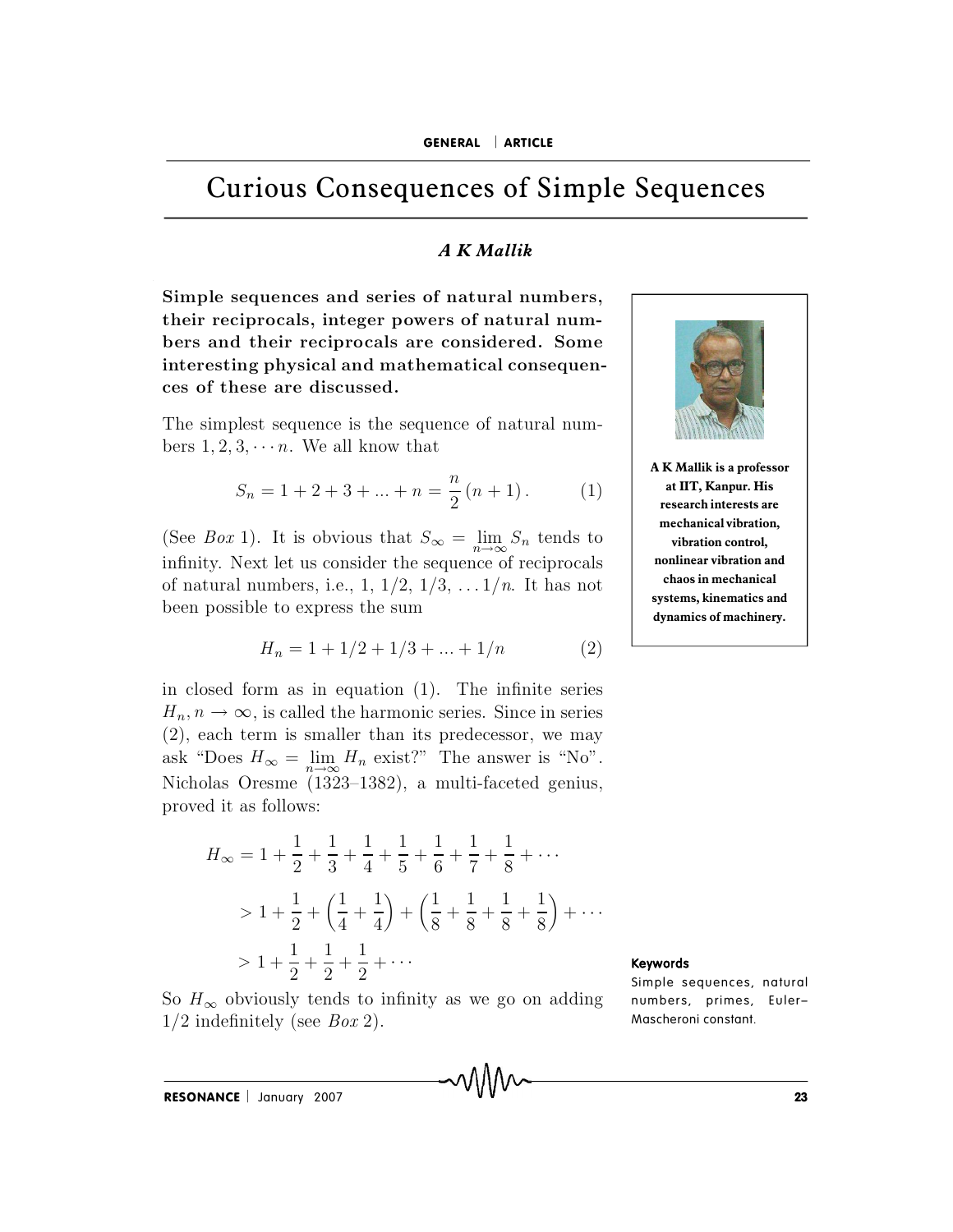# Curious Consequences of Simple Sequences

***A K Mallik***

**Simple sequences and series of natural numbers, their reciprocals, integer powers of natural numbers and their reciprocals are considered. Some interesting physical and mathematical consequences of these are discussed.**

**A K Mallik is a professor at IIT, Kanpur. His research interests are mechanical vibration, vibration control, nonlinear vibration and chaos in mechanical systems, kinematics and dynamics of machinery.**

The simplest sequence is the sequence of natural numbers $1, 2, 3, \cdots n$. We all know that

$$S_n = 1 + 2 + 3 + ... + n = \frac{n}{2}(n+1). \tag{1}$$

(See *Box* 1). It is obvious that $S_\infty = \lim_{n \to \infty} S_n$ tends to infinity. Next let us consider the sequence of reciprocals of natural numbers, i.e., $1, 1/2, 1/3, \ldots 1/n$. It has not been possible to express the sum

$$H_n = 1 + 1/2 + 1/3 + ... + 1/n \tag{2}$$

in closed form as in equation (1). The infinite series $H_n, n \to \infty$, is called the harmonic series. Since in series (2), each term is smaller than its predecessor, we may ask "Does $H_\infty = \lim_{n\to\infty} H_n$ exist?" The answer is "No". Nicholas Oresme (1323–1382), a multi-faceted genius, proved it as follows:

$$\begin{aligned} H_\infty &= 1 + \frac{1}{2} + \frac{1}{3} + \frac{1}{4} + \frac{1}{5} + \frac{1}{6} + \frac{1}{7} + \frac{1}{8} + \cdots \\ &> 1 + \frac{1}{2} + \left(\frac{1}{4} + \frac{1}{4}\right) + \left(\frac{1}{8} + \frac{1}{8} + \frac{1}{8} + \frac{1}{8}\right) + \cdots \\ &> 1 + \frac{1}{2} + \frac{1}{2} + \frac{1}{2} + \cdots \end{aligned}$$

So $H_\infty$ obviously tends to infinity as we go on adding $1/2$ indefinitely (see *Box* 2).

**Keywords**

Simple sequences, natural numbers, primes, Euler–Mascheroni constant.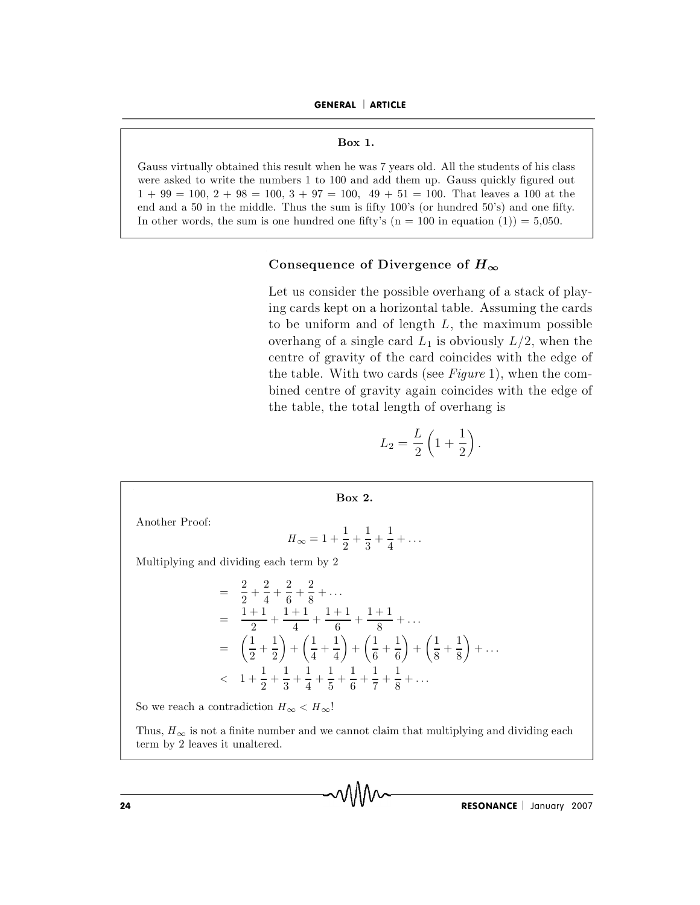**Box 1.**

Gauss virtually obtained this result when he was 7 years old. All the students of his class were asked to write the numbers 1 to 100 and add them up. Gauss quickly figured out 1 + 99 = 100, 2 + 98 = 100, 3 + 97 = 100, 49 + 51 = 100. That leaves a 100 at the end and a 50 in the middle. Thus the sum is fifty 100's (or hundred 50's) and one fifty. In other words, the sum is one hundred one fifty's (n = 100 in equation (1)) = 5,050.

### Consequence of Divergence of $H_\infty$

Let us consider the possible overhang of a stack of playing cards kept on a horizontal table. Assuming the cards to be uniform and of length $L$, the maximum possible overhang of a single card $L_1$ is obviously $L/2$, when the centre of gravity of the card coincides with the edge of the table. With two cards (see *Figure* 1), when the combined centre of gravity again coincides with the edge of the table, the total length of overhang is

$$L_2 = \frac{L}{2}\left(1 + \frac{1}{2}\right).$$

**Box 2.**

Another Proof:

$$H_\infty = 1 + \frac{1}{2} + \frac{1}{3} + \frac{1}{4} + \ldots$$

Multiplying and dividing each term by 2

$$\begin{aligned}
&= \frac{2}{2} + \frac{2}{4} + \frac{2}{6} + \frac{2}{8} + \ldots \\
&= \frac{1+1}{2} + \frac{1+1}{4} + \frac{1+1}{6} + \frac{1+1}{8} + \ldots \\
&= \left(\frac{1}{2} + \frac{1}{2}\right) + \left(\frac{1}{4} + \frac{1}{4}\right) + \left(\frac{1}{6} + \frac{1}{6}\right) + \left(\frac{1}{8} + \frac{1}{8}\right) + \ldots \\
&< 1 + \frac{1}{2} + \frac{1}{3} + \frac{1}{4} + \frac{1}{5} + \frac{1}{6} + \frac{1}{7} + \frac{1}{8} + \ldots
\end{aligned}$$

So we reach a contradiction $H_\infty < H_\infty$!

Thus, $H_\infty$ is not a finite number and we cannot claim that multiplying and dividing each term by 2 leaves it unaltered.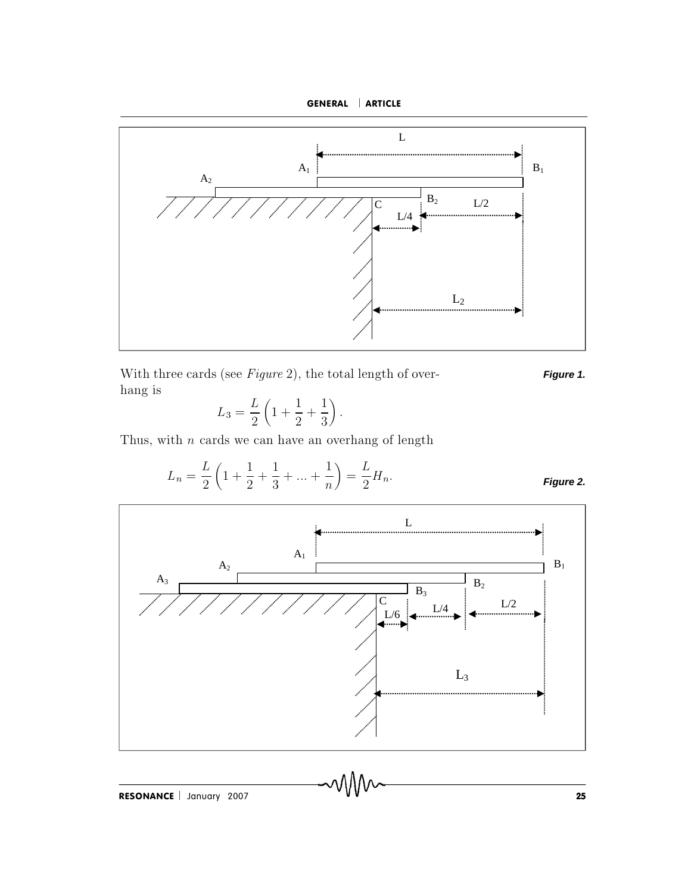With three cards (see *Figure* 2), the total length of overhang is

$$L_3 = \frac{L}{2}\left(1 + \frac{1}{2} + \frac{1}{3}\right).$$

Thus, with $n$ cards we can have an overhang of length

$$L_n = \frac{L}{2}\left(1 + \frac{1}{2} + \frac{1}{3} + ... + \frac{1}{n}\right) = \frac{L}{2}H_n.$$

**Figure 1.**

**Figure 2.**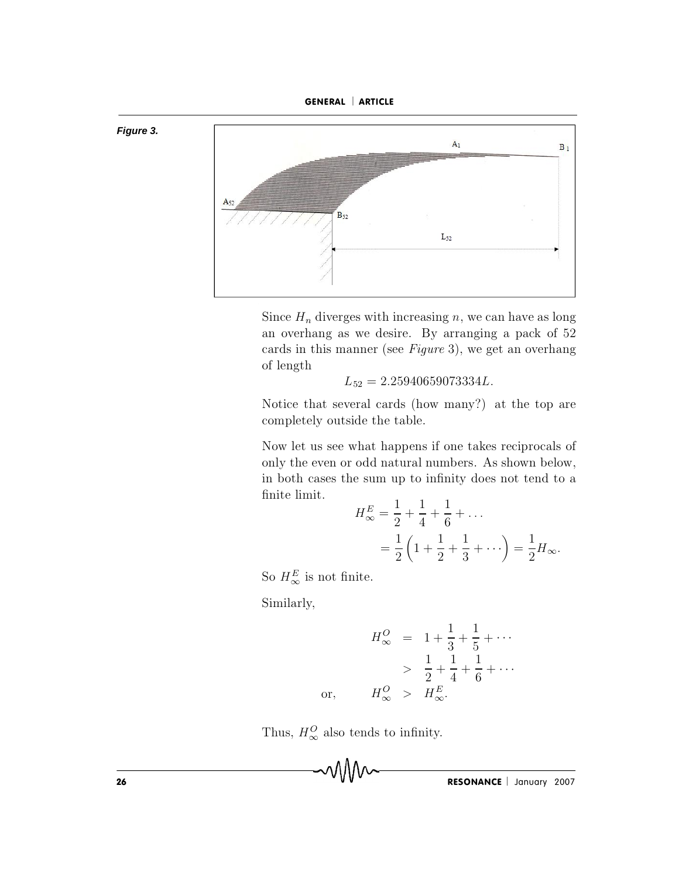Figure 3.

Since $H_n$ diverges with increasing $n$, we can have as long an overhang as we desire. By arranging a pack of 52 cards in this manner (see *Figure* 3), we get an overhang of length

$$L_{52} = 2.25940659073334L.$$

Notice that several cards (how many?) at the top are completely outside the table.

Now let us see what happens if one takes reciprocals of only the even or odd natural numbers. As shown below, in both cases the sum up to infinity does not tend to a finite limit.

$$\begin{aligned} H_{\infty}^{E} &= \frac{1}{2} + \frac{1}{4} + \frac{1}{6} + \ldots \\ &= \frac{1}{2}\left(1 + \frac{1}{2} + \frac{1}{3} + \cdots\right) = \frac{1}{2}H_{\infty}. \end{aligned}$$

So $H_{\infty}^{E}$ is not finite.

Similarly,

$$\begin{aligned} H_{\infty}^{O} &= 1 + \frac{1}{3} + \frac{1}{5} + \cdots \\ &> \frac{1}{2} + \frac{1}{4} + \frac{1}{6} + \cdots \\ \text{or,} \qquad H_{\infty}^{O} &> H_{\infty}^{E}. \end{aligned}$$

Thus, $H_{\infty}^{O}$ also tends to infinity.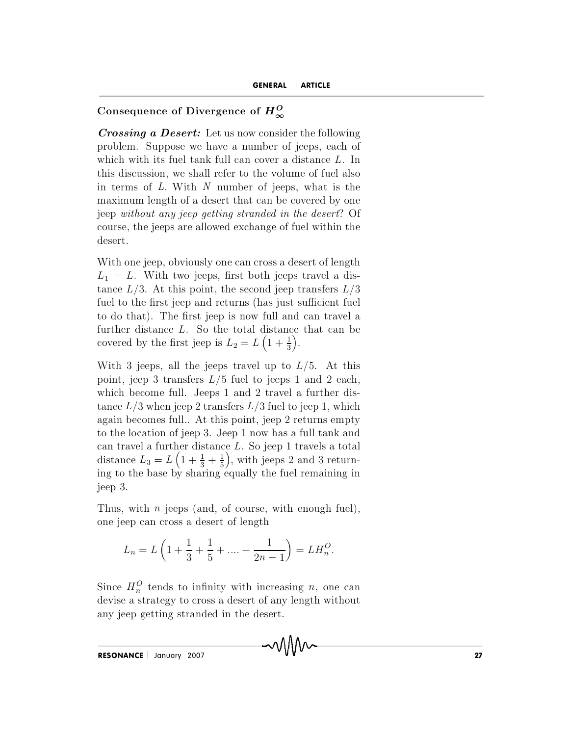### Consequence of Divergence of $H_\infty^O$

***Crossing a Desert:*** Let us now consider the following problem. Suppose we have a number of jeeps, each of which with its fuel tank full can cover a distance $L$. In this discussion, we shall refer to the volume of fuel also in terms of $L$. With $N$ number of jeeps, what is the maximum length of a desert that can be covered by one jeep *without any jeep getting stranded in the desert*? Of course, the jeeps are allowed exchange of fuel within the desert.

With one jeep, obviously one can cross a desert of length $L_1 = L$. With two jeeps, first both jeeps travel a distance $L/3$. At this point, the second jeep transfers $L/3$ fuel to the first jeep and returns (has just sufficient fuel to do that). The first jeep is now full and can travel a further distance $L$. So the total distance that can be covered by the first jeep is $L_2 = L\left(1 + \frac{1}{3}\right)$.

With 3 jeeps, all the jeeps travel up to $L/5$. At this point, jeep 3 transfers $L/5$ fuel to jeeps 1 and 2 each, which become full. Jeeps 1 and 2 travel a further distance $L/3$ when jeep 2 transfers $L/3$ fuel to jeep 1, which again becomes full.. At this point, jeep 2 returns empty to the location of jeep 3. Jeep 1 now has a full tank and can travel a further distance $L$. So jeep 1 travels a total distance $L_3 = L\left(1 + \frac{1}{3} + \frac{1}{5}\right)$, with jeeps 2 and 3 returning to the base by sharing equally the fuel remaining in jeep 3.

Thus, with $n$ jeeps (and, of course, with enough fuel), one jeep can cross a desert of length

$$L_n = L\left(1 + \frac{1}{3} + \frac{1}{5} + .... + \frac{1}{2n-1}\right) = LH_n^O.$$

Since $H_n^O$ tends to infinity with increasing $n$, one can devise a strategy to cross a desert of any length without any jeep getting stranded in the desert.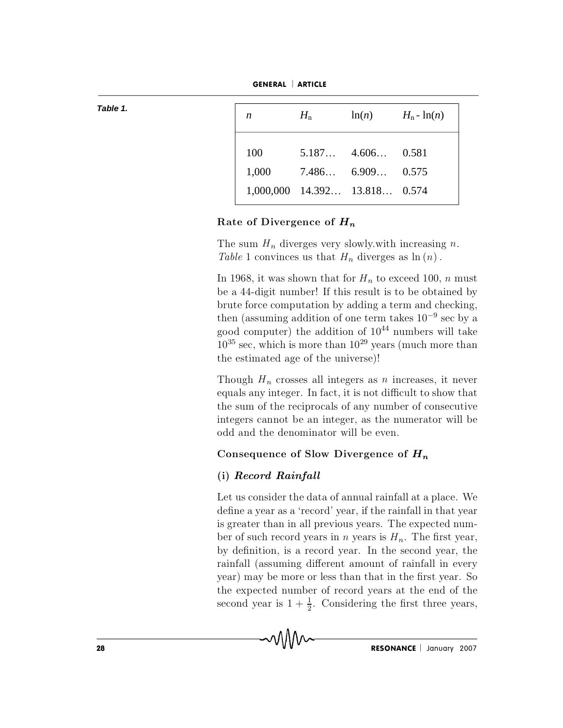Table 1.

| $n$ | $H_n$ | $\ln(n)$ | $H_n - \ln(n)$ |
|---|---|---|---|
| 100 | 5.187… | 4.606… | 0.581 |
| 1,000 | 7.486… | 6.909… | 0.575 |
| 1,000,000 | 14.392… | 13.818… | 0.574 |

## Rate of Divergence of $H_n$

The sum $H_n$ diverges very slowly.with increasing $n$. *Table* 1 convinces us that $H_n$ diverges as $\ln(n)$.

In 1968, it was shown that for $H_n$ to exceed 100, $n$ must be a 44-digit number! If this result is to be obtained by brute force computation by adding a term and checking, then (assuming addition of one term takes $10^{-9}$ sec by a good computer) the addition of $10^{44}$ numbers will take $10^{35}$ sec, which is more than $10^{29}$ years (much more than the estimated age of the universe)!

Though $H_n$ crosses all integers as $n$ increases, it never equals any integer. In fact, it is not difficult to show that the sum of the reciprocals of any number of consecutive integers cannot be an integer, as the numerator will be odd and the denominator will be even.

## Consequence of Slow Divergence of $H_n$

### (i) *Record Rainfall*

Let us consider the data of annual rainfall at a place. We define a year as a 'record' year, if the rainfall in that year is greater than in all previous years. The expected number of such record years in $n$ years is $H_n$. The first year, by definition, is a record year. In the second year, the rainfall (assuming different amount of rainfall in every year) may be more or less than that in the first year. So the expected number of record years at the end of the second year is $1 + \frac{1}{2}$. Considering the first three years,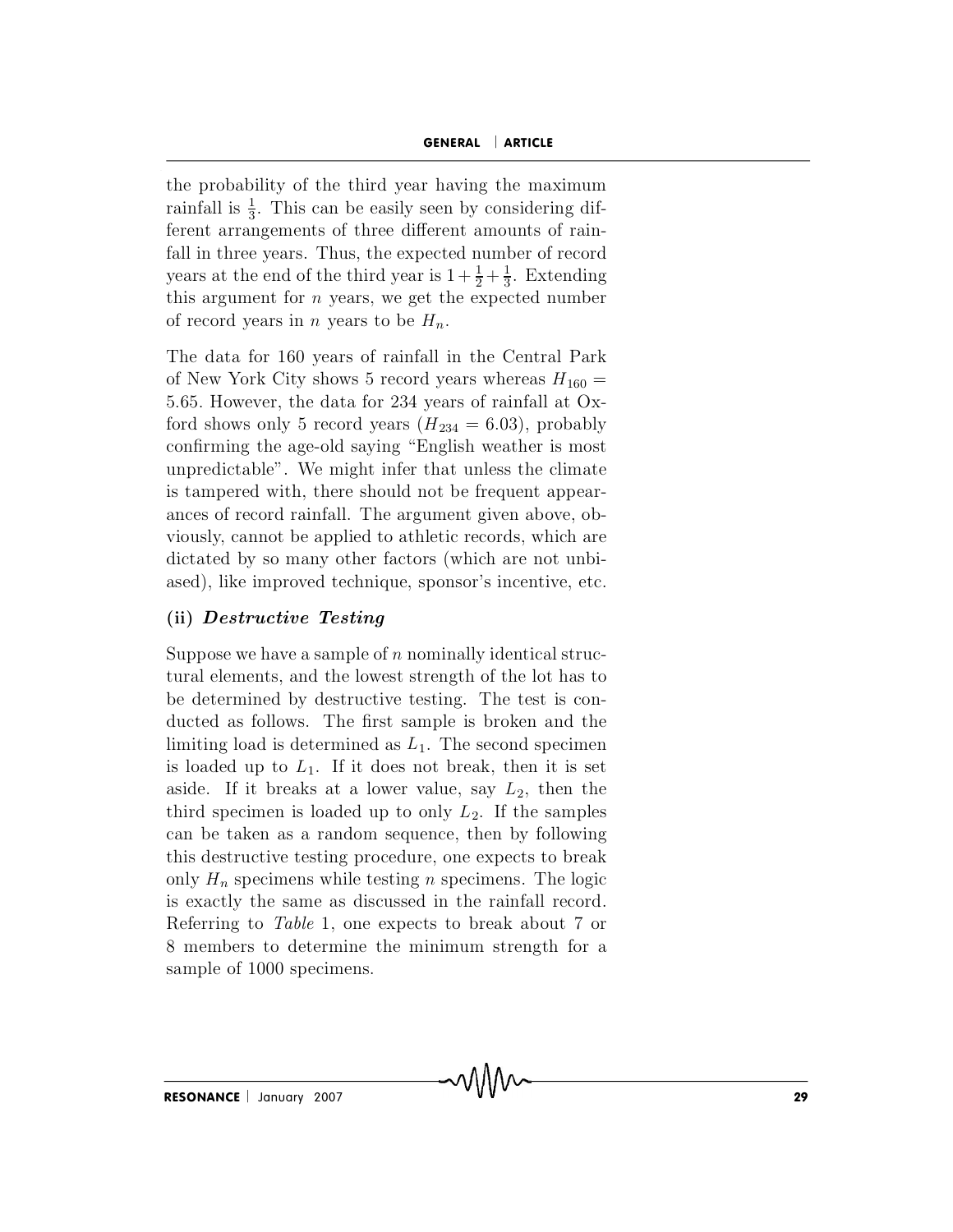the probability of the third year having the maximum rainfall is $\frac{1}{3}$. This can be easily seen by considering different arrangements of three different amounts of rainfall in three years. Thus, the expected number of record years at the end of the third year is $1+\frac{1}{2}+\frac{1}{3}$. Extending this argument for $n$ years, we get the expected number of record years in $n$ years to be $H_n$.

The data for 160 years of rainfall in the Central Park of New York City shows 5 record years whereas $H_{160} = 5.65$. However, the data for 234 years of rainfall at Oxford shows only 5 record years ($H_{234} = 6.03$), probably confirming the age-old saying "English weather is most unpredictable". We might infer that unless the climate is tampered with, there should not be frequent appearances of record rainfall. The argument given above, obviously, cannot be applied to athletic records, which are dictated by so many other factors (which are not unbiased), like improved technique, sponsor's incentive, etc.

### (ii) *Destructive Testing*

Suppose we have a sample of $n$ nominally identical structural elements, and the lowest strength of the lot has to be determined by destructive testing. The test is conducted as follows. The first sample is broken and the limiting load is determined as $L_1$. The second specimen is loaded up to $L_1$. If it does not break, then it is set aside. If it breaks at a lower value, say $L_2$, then the third specimen is loaded up to only $L_2$. If the samples can be taken as a random sequence, then by following this destructive testing procedure, one expects to break only $H_n$ specimens while testing $n$ specimens. The logic is exactly the same as discussed in the rainfall record. Referring to *Table* 1, one expects to break about 7 or 8 members to determine the minimum strength for a sample of 1000 specimens.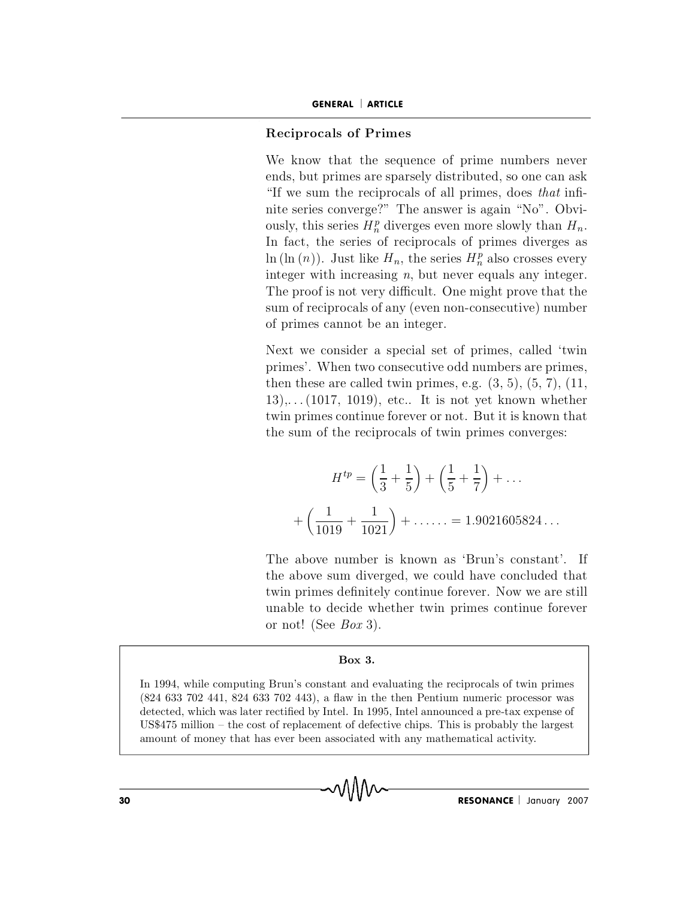### Reciprocals of Primes

We know that the sequence of prime numbers never ends, but primes are sparsely distributed, so one can ask "If we sum the reciprocals of all primes, does *that* infinite series converge?" The answer is again "No". Obviously, this series $H_n^p$ diverges even more slowly than $H_n$. In fact, the series of reciprocals of primes diverges as $\ln(\ln(n))$. Just like $H_n$, the series $H_n^p$ also crosses every integer with increasing $n$, but never equals any integer. The proof is not very difficult. One might prove that the sum of reciprocals of any (even non-consecutive) number of primes cannot be an integer.

Next we consider a special set of primes, called 'twin primes'. When two consecutive odd numbers are primes, then these are called twin primes, e.g. (3, 5), (5, 7), (11, 13),. . . (1017, 1019), etc.. It is not yet known whether twin primes continue forever or not. But it is known that the sum of the reciprocals of twin primes converges:

$$H^{tp} = \left(\frac{1}{3} + \frac{1}{5}\right) + \left(\frac{1}{5} + \frac{1}{7}\right) + \ldots$$

$$+ \left(\frac{1}{1019} + \frac{1}{1021}\right) + \ldots\ldots = 1.9021605824\ldots$$

The above number is known as 'Brun's constant'. If the above sum diverged, we could have concluded that twin primes definitely continue forever. Now we are still unable to decide whether twin primes continue forever or not! (See *Box* 3).

**Box 3.**

In 1994, while computing Brun's constant and evaluating the reciprocals of twin primes (824 633 702 441, 824 633 702 443), a flaw in the then Pentium numeric processor was detected, which was later rectified by Intel. In 1995, Intel announced a pre-tax expense of US$475 million – the cost of replacement of defective chips. This is probably the largest amount of money that has ever been associated with any mathematical activity.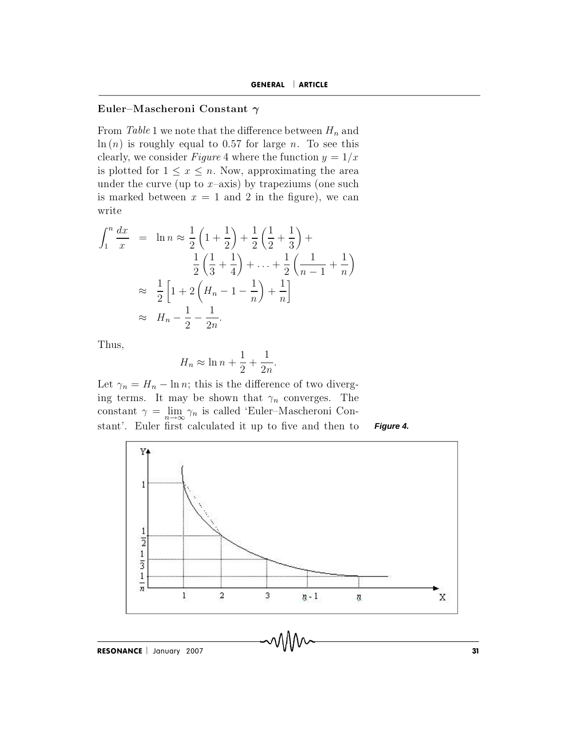### Euler–Mascheroni Constant $\gamma$

From *Table* 1 we note that the difference between $H_n$ and $\ln(n)$ is roughly equal to 0.57 for large $n$. To see this clearly, we consider *Figure* 4 where the function $y = 1/x$ is plotted for $1 \leq x \leq n$. Now, approximating the area under the curve (up to $x$–axis) by trapeziums (one such is marked between $x = 1$ and 2 in the figure), we can write

$$
\begin{aligned}
\int_1^n \frac{dx}{x} &= \ln n \approx \frac{1}{2}\left(1+\frac{1}{2}\right)+\frac{1}{2}\left(\frac{1}{2}+\frac{1}{3}\right)+ \\
&\qquad \frac{1}{2}\left(\frac{1}{3}+\frac{1}{4}\right)+\ldots+\frac{1}{2}\left(\frac{1}{n-1}+\frac{1}{n}\right) \\
&\approx \frac{1}{2}\left[1+2\left(H_n-1-\frac{1}{n}\right)+\frac{1}{n}\right] \\
&\approx H_n-\frac{1}{2}-\frac{1}{2n}.
\end{aligned}
$$

Thus,

$$H_n \approx \ln n + \frac{1}{2} + \frac{1}{2n}.$$

Let $\gamma_n = H_n - \ln n$; this is the difference of two diverging terms. It may be shown that $\gamma_n$ converges. The constant $\gamma = \lim_{n\to\infty} \gamma_n$ is called 'Euler–Mascheroni Constant'. Euler first calculated it up to five and then to

**Figure 4.**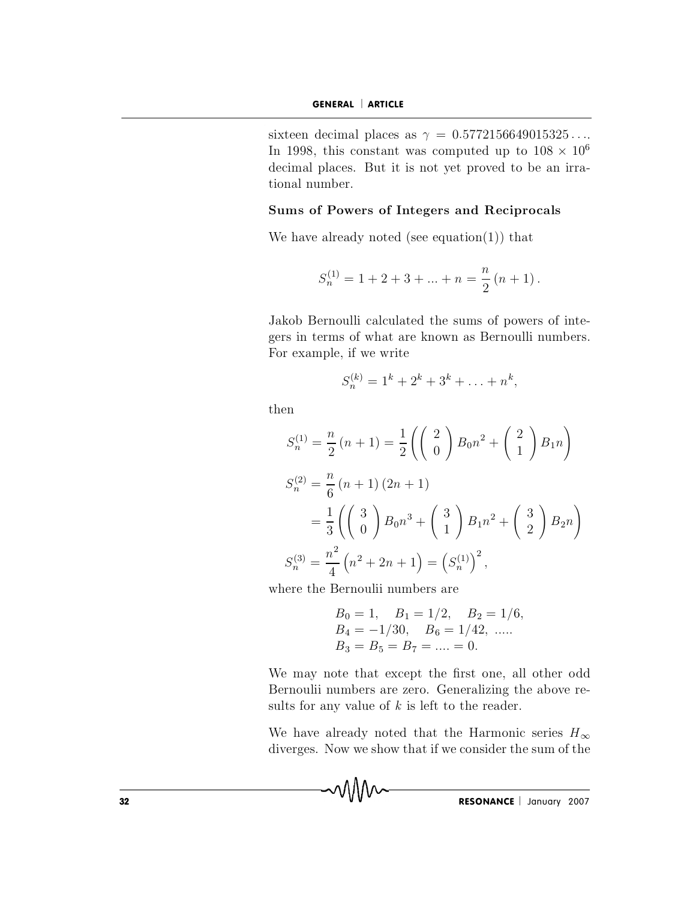sixteen decimal places as $\gamma = 0.5772156649015325\ldots$. In 1998, this constant was computed up to $108 \times 10^6$ decimal places. But it is not yet proved to be an irrational number.

### Sums of Powers of Integers and Reciprocals

We have already noted (see equation(1)) that

$$S_n^{(1)} = 1 + 2 + 3 + ... + n = \frac{n}{2}(n+1).$$

Jakob Bernoulli calculated the sums of powers of integers in terms of what are known as Bernoulli numbers. For example, if we write

$$S_n^{(k)} = 1^k + 2^k + 3^k + \ldots + n^k,$$

then

$$S_n^{(1)} = \frac{n}{2}(n+1) = \frac{1}{2}\left(\binom{2}{0} B_0 n^2 + \binom{2}{1} B_1 n\right)$$

$$S_n^{(2)} = \frac{n}{6}(n+1)(2n+1)$$
$$= \frac{1}{3}\left(\binom{3}{0} B_0 n^3 + \binom{3}{1} B_1 n^2 + \binom{3}{2} B_2 n\right)$$

$$S_n^{(3)} = \frac{n^2}{4}\left(n^2 + 2n + 1\right) = \left(S_n^{(1)}\right)^2,$$

where the Bernoulii numbers are

$$B_0 = 1, \quad B_1 = 1/2, \quad B_2 = 1/6,$$
$$B_4 = -1/30, \quad B_6 = 1/42, \ .....$$
$$B_3 = B_5 = B_7 = .... = 0.$$

We may note that except the first one, all other odd Bernoulii numbers are zero. Generalizing the above results for any value of $k$ is left to the reader.

We have already noted that the Harmonic series $H_\infty$ diverges. Now we show that if we consider the sum of the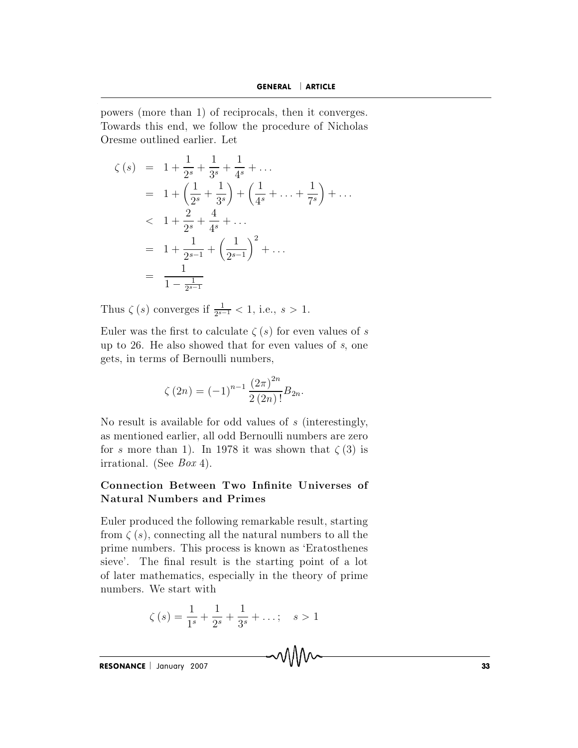powers (more than 1) of reciprocals, then it converges. Towards this end, we follow the procedure of Nicholas Oresme outlined earlier. Let

$$
\begin{aligned}
\zeta(s) &= 1 + \frac{1}{2^s} + \frac{1}{3^s} + \frac{1}{4^s} + \ldots \\
&= 1 + \left(\frac{1}{2^s} + \frac{1}{3^s}\right) + \left(\frac{1}{4^s} + \ldots + \frac{1}{7^s}\right) + \ldots \\
&< 1 + \frac{2}{2^s} + \frac{4}{4^s} + \ldots \\
&= 1 + \frac{1}{2^{s-1}} + \left(\frac{1}{2^{s-1}}\right)^2 + \ldots \\
&= \frac{1}{1 - \frac{1}{2^{s-1}}}
\end{aligned}
$$

Thus $\zeta(s)$ converges if $\frac{1}{2^{s-1}} < 1$, i.e., $s > 1$.

Euler was the first to calculate $\zeta(s)$ for even values of $s$ up to 26. He also showed that for even values of $s$, one gets, in terms of Bernoulli numbers,

$$\zeta(2n) = (-1)^{n-1} \frac{(2\pi)^{2n}}{2(2n)!} B_{2n}.$$

No result is available for odd values of $s$ (interestingly, as mentioned earlier, all odd Bernoulli numbers are zero for $s$ more than 1). In 1978 it was shown that $\zeta(3)$ is irrational. (See *Box* 4).

## Connection Between Two Infinite Universes of Natural Numbers and Primes

Euler produced the following remarkable result, starting from $\zeta(s)$, connecting all the natural numbers to all the prime numbers. This process is known as 'Eratosthenes sieve'. The final result is the starting point of a lot of later mathematics, especially in the theory of prime numbers. We start with

$$\zeta(s) = \frac{1}{1^s} + \frac{1}{2^s} + \frac{1}{3^s} + \ldots; \quad s > 1$$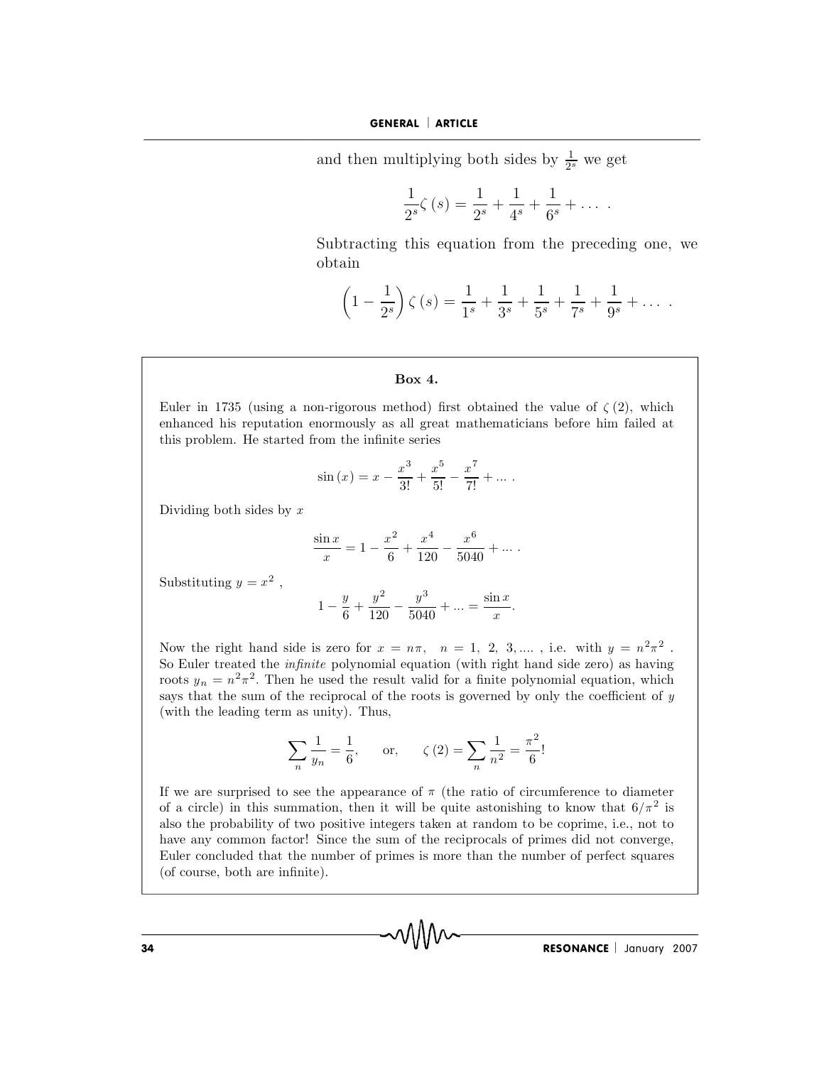and then multiplying both sides by $\frac{1}{2^s}$ we get

$$\frac{1}{2^s}\zeta(s) = \frac{1}{2^s} + \frac{1}{4^s} + \frac{1}{6^s} + \dots \; .$$

Subtracting this equation from the preceding one, we obtain

$$\left(1 - \frac{1}{2^s}\right)\zeta(s) = \frac{1}{1^s} + \frac{1}{3^s} + \frac{1}{5^s} + \frac{1}{7^s} + \frac{1}{9^s} + \dots \; .$$

**Box 4.**

Euler in 1735 (using a non-rigorous method) first obtained the value of $\zeta(2)$, which enhanced his reputation enormously as all great mathematicians before him failed at this problem. He started from the infinite series

$$\sin(x) = x - \frac{x^3}{3!} + \frac{x^5}{5!} - \frac{x^7}{7!} + \dots \; .$$

Dividing both sides by $x$

$$\frac{\sin x}{x} = 1 - \frac{x^2}{6} + \frac{x^4}{120} - \frac{x^6}{5040} + \dots \; .$$

Substituting $y = x^2$ ,

$$1 - \frac{y}{6} + \frac{y^2}{120} - \frac{y^3}{5040} + \dots = \frac{\sin x}{x}.$$

Now the right hand side is zero for $x = n\pi, \quad n = 1,\ 2,\ 3, \dots$ , i.e. with $y = n^2\pi^2$ . So Euler treated the *infinite* polynomial equation (with right hand side zero) as having roots $y_n = n^2\pi^2$. Then he used the result valid for a finite polynomial equation, which says that the sum of the reciprocal of the roots is governed by only the coefficient of $y$ (with the leading term as unity). Thus,

$$\sum_n \frac{1}{y_n} = \frac{1}{6}, \qquad \text{or,} \qquad \zeta(2) = \sum_n \frac{1}{n^2} = \frac{\pi^2}{6}!$$

If we are surprised to see the appearance of $\pi$ (the ratio of circumference to diameter of a circle) in this summation, then it will be quite astonishing to know that $6/\pi^2$ is also the probability of two positive integers taken at random to be coprime, i.e., not to have any common factor! Since the sum of the reciprocals of primes did not converge, Euler concluded that the number of primes is more than the number of perfect squares (of course, both are infinite).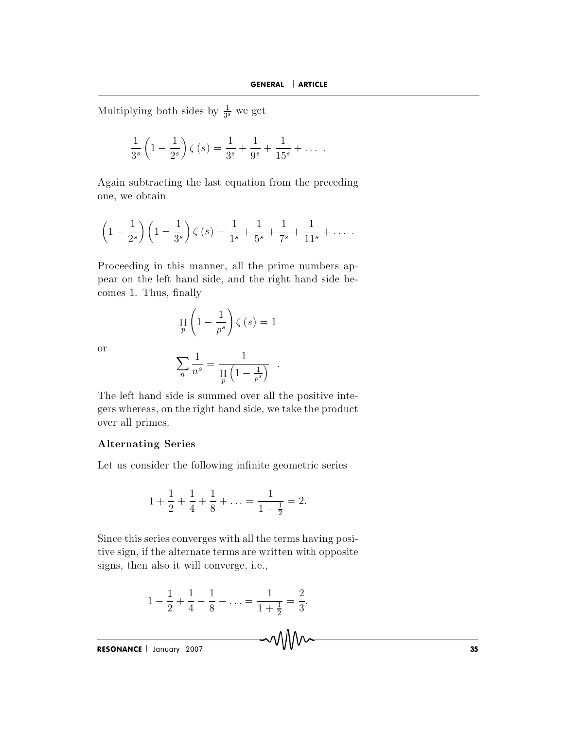Multiplying both sides by $\frac{1}{3^s}$ we get

$$\frac{1}{3^s}\left(1-\frac{1}{2^s}\right)\zeta\left(s\right)=\frac{1}{3^s}+\frac{1}{9^s}+\frac{1}{15^s}+\dots\ .$$

Again subtracting the last equation from the preceding one, we obtain

$$\left(1-\frac{1}{2^s}\right)\left(1-\frac{1}{3^s}\right)\zeta\left(s\right)=\frac{1}{1^s}+\frac{1}{5^s}+\frac{1}{7^s}+\frac{1}{11^s}+\dots\ .$$

Proceeding in this manner, all the prime numbers appear on the left hand side, and the right hand side becomes 1. Thus, finally

$$\prod_p\left(1-\frac{1}{p^s}\right)\zeta\left(s\right)=1$$

or

$$\sum_n\frac{1}{n^s}=\frac{1}{\prod_p\left(1-\frac{1}{p^s}\right)}\ .$$

The left hand side is summed over all the positive integers whereas, on the right hand side, we take the product over all primes.

### Alternating Series

Let us consider the following infinite geometric series

$$1+\frac{1}{2}+\frac{1}{4}+\frac{1}{8}+\dots=\frac{1}{1-\frac{1}{2}}=2.$$

Since this series converges with all the terms having positive sign, if the alternate terms are written with opposite signs, then also it will converge, i.e.,

$$1-\frac{1}{2}+\frac{1}{4}-\frac{1}{8}-\dots=\frac{1}{1+\frac{1}{2}}=\frac{2}{3}.$$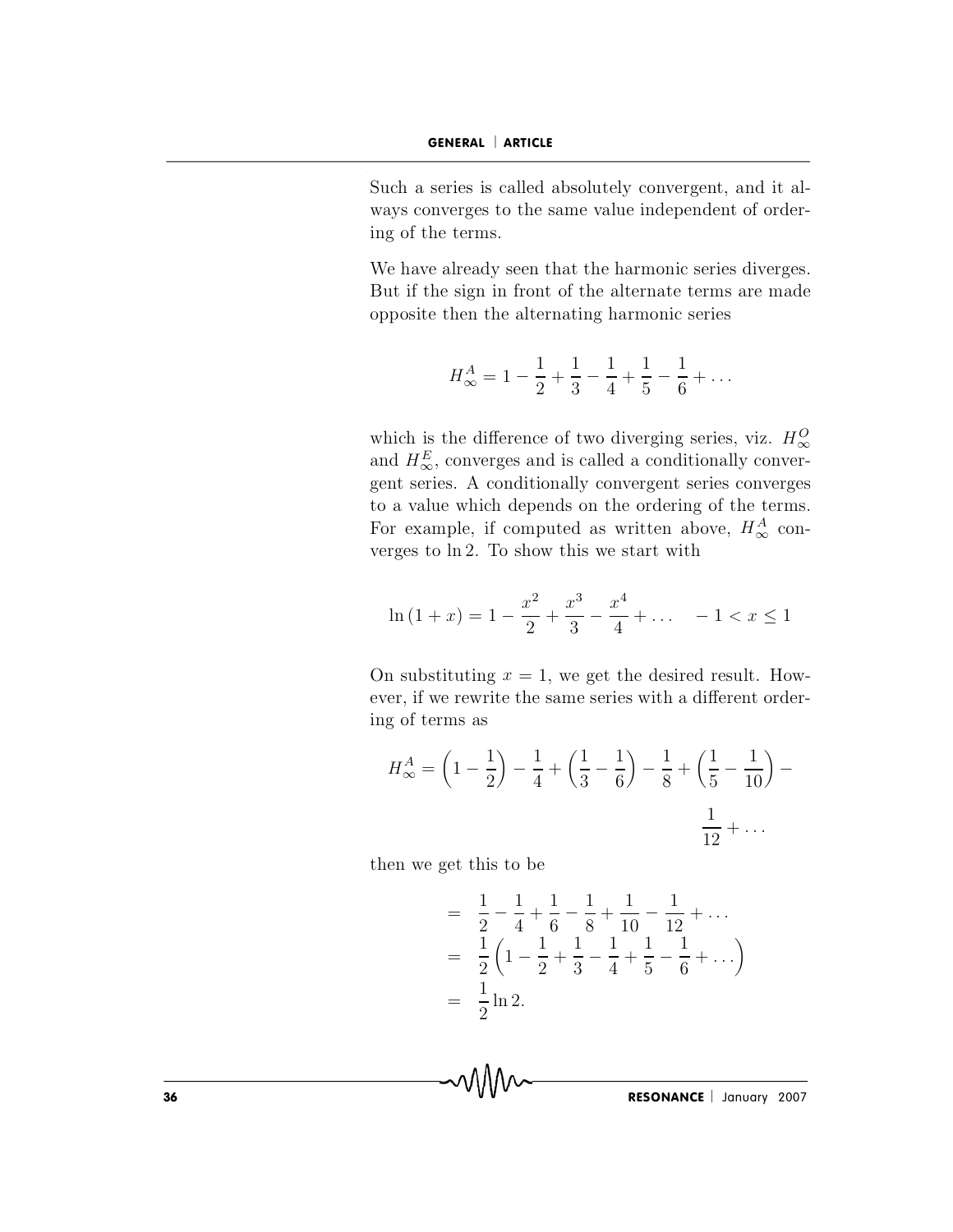Such a series is called absolutely convergent, and it always converges to the same value independent of ordering of the terms.

We have already seen that the harmonic series diverges. But if the sign in front of the alternate terms are made opposite then the alternating harmonic series

$$H^A_\infty = 1 - \frac{1}{2} + \frac{1}{3} - \frac{1}{4} + \frac{1}{5} - \frac{1}{6} + \dots$$

which is the difference of two diverging series, viz. $H^O_\infty$ and $H^E_\infty$, converges and is called a conditionally convergent series. A conditionally convergent series converges to a value which depends on the ordering of the terms. For example, if computed as written above, $H^A_\infty$ converges to $\ln 2$. To show this we start with

$$\ln(1+x) = 1 - \frac{x^2}{2} + \frac{x^3}{3} - \frac{x^4}{4} + \dots \quad -1 < x \leq 1$$

On substituting $x = 1$, we get the desired result. However, if we rewrite the same series with a different ordering of terms as

$$H^A_\infty = \left(1 - \frac{1}{2}\right) - \frac{1}{4} + \left(\frac{1}{3} - \frac{1}{6}\right) - \frac{1}{8} + \left(\frac{1}{5} - \frac{1}{10}\right) - \frac{1}{12} + \dots$$

then we get this to be

$$\begin{aligned}
&= \frac{1}{2} - \frac{1}{4} + \frac{1}{6} - \frac{1}{8} + \frac{1}{10} - \frac{1}{12} + \dots \\
&= \frac{1}{2}\left(1 - \frac{1}{2} + \frac{1}{3} - \frac{1}{4} + \frac{1}{5} - \frac{1}{6} + \dots\right) \\
&= \frac{1}{2}\ln 2.
\end{aligned}$$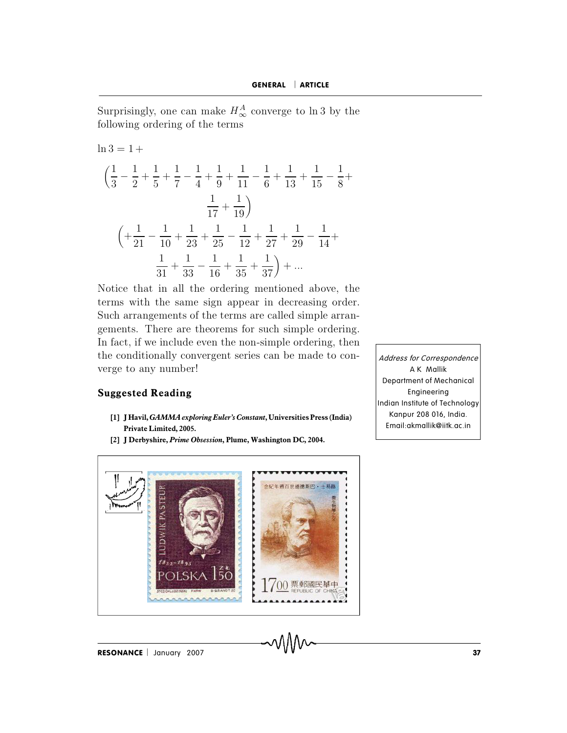Surprisingly, one can make $H^A_\infty$ converge to $\ln 3$ by the following ordering of the terms

$$\ln 3 = 1 + \left(\frac{1}{3} - \frac{1}{2} + \frac{1}{5} + \frac{1}{7} - \frac{1}{4} + \frac{1}{9} + \frac{1}{11} - \frac{1}{6} + \frac{1}{13} + \frac{1}{15} - \frac{1}{8} + \frac{1}{17} + \frac{1}{19}\right)$$

$$\left(+\frac{1}{21} - \frac{1}{10} + \frac{1}{23} + \frac{1}{25} - \frac{1}{12} + \frac{1}{27} + \frac{1}{29} - \frac{1}{14} + \frac{1}{31} + \frac{1}{33} - \frac{1}{16} + \frac{1}{35} + \frac{1}{37}\right) + \ldots$$

Notice that in all the ordering mentioned above, the terms with the same sign appear in decreasing order. Such arrangements of the terms are called simple arrangements. There are theorems for such simple ordering. In fact, if we include even the non-simple ordering, then the conditionally convergent series can be made to converge to any number!

## Suggested Reading

[1] **J Havil, *GAMMA exploring Euler's Constant*, Universities Press (India) Private Limited, 2005.**

[2] **J Derbyshire, *Prime Obsession*, Plume, Washington DC, 2004.**

*Address for Correspondence*
A K Mallik
Department of Mechanical Engineering
Indian Institute of Technology
Kanpur 208 016, India.
Email:akmallik@iitk.ac.in